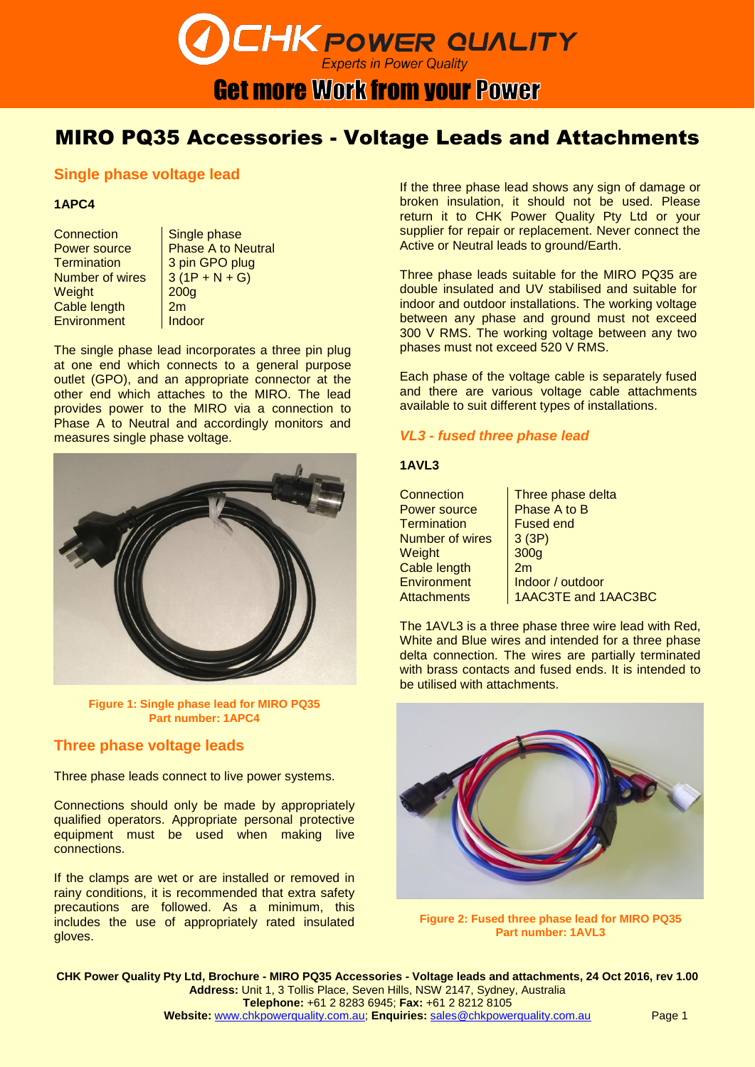# MIRO PQ35 Accessories - Voltage Leads and Attachments

## Single phase voltage lead

**1APC4**

| Connection | Single phase |
|---|---|
| Power source | Phase A to Neutral |
| Termination | 3 pin GPO plug |
| Number of wires | 3 (1P + N + G) |
| Weight | 200g |
| Cable length | 2m |
| Environment | Indoor |

The single phase lead incorporates a three pin plug at one end which connects to a general purpose outlet (GPO), and an appropriate connector at the other end which attaches to the MIRO. The lead provides power to the MIRO via a connection to Phase A to Neutral and accordingly monitors and measures single phase voltage.

**Figure 1: Single phase lead for MIRO PQ35**
**Part number: 1APC4**

## Three phase voltage leads

Three phase leads connect to live power systems.

Connections should only be made by appropriately qualified operators. Appropriate personal protective equipment must be used when making live connections.

If the clamps are wet or are installed or removed in rainy conditions, it is recommended that extra safety precautions are followed. As a minimum, this includes the use of appropriately rated insulated gloves.

If the three phase lead shows any sign of damage or broken insulation, it should not be used. Please return it to CHK Power Quality Pty Ltd or your supplier for repair or replacement. Never connect the Active or Neutral leads to ground/Earth.

Three phase leads suitable for the MIRO PQ35 are double insulated and UV stabilised and suitable for indoor and outdoor installations. The working voltage between any phase and ground must not exceed 300 V RMS. The working voltage between any two phases must not exceed 520 V RMS.

Each phase of the voltage cable is separately fused and there are various voltage cable attachments available to suit different types of installations.

### *VL3 - fused three phase lead*

**1AVL3**

| Connection | Three phase delta |
|---|---|
| Power source | Phase A to B |
| Termination | Fused end |
| Number of wires | 3 (3P) |
| Weight | 300g |
| Cable length | 2m |
| Environment | Indoor / outdoor |
| Attachments | 1AAC3TE and 1AAC3BC |

The 1AVL3 is a three phase three wire lead with Red, White and Blue wires and intended for a three phase delta connection. The wires are partially terminated with brass contacts and fused ends. It is intended to be utilised with attachments.

**Figure 2: Fused three phase lead for MIRO PQ35**
**Part number: 1AVL3**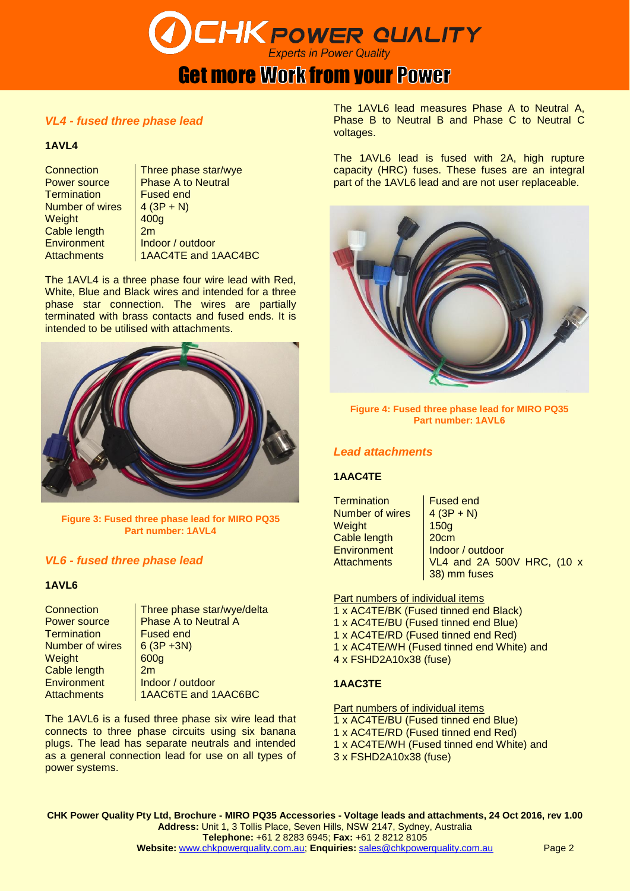## *VL4 - fused three phase lead*

### 1AVL4

| | |
|---|---|
| Connection | Three phase star/wye |
| Power source | Phase A to Neutral |
| Termination | Fused end |
| Number of wires | 4 (3P + N) |
| Weight | 400g |
| Cable length | 2m |
| Environment | Indoor / outdoor |
| Attachments | 1AAC4TE and 1AAC4BC |

The 1AVL4 is a three phase four wire lead with Red, White, Blue and Black wires and intended for a three phase star connection. The wires are partially terminated with brass contacts and fused ends. It is intended to be utilised with attachments.

**Figure 3: Fused three phase lead for MIRO PQ35**
**Part number: 1AVL4**

## *VL6 - fused three phase lead*

### 1AVL6

| | |
|---|---|
| Connection | Three phase star/wye/delta |
| Power source | Phase A to Neutral A |
| Termination | Fused end |
| Number of wires | 6 (3P +3N) |
| Weight | 600g |
| Cable length | 2m |
| Environment | Indoor / outdoor |
| Attachments | 1AAC6TE and 1AAC6BC |

The 1AVL6 is a fused three phase six wire lead that connects to three phase circuits using six banana plugs. The lead has separate neutrals and intended as a general connection lead for use on all types of power systems.

The 1AVL6 lead measures Phase A to Neutral A, Phase B to Neutral B and Phase C to Neutral C voltages.

The 1AVL6 lead is fused with 2A, high rupture capacity (HRC) fuses. These fuses are an integral part of the 1AVL6 lead and are not user replaceable.

**Figure 4: Fused three phase lead for MIRO PQ35**
**Part number: 1AVL6**

## *Lead attachments*

### 1AAC4TE

| | |
|---|---|
| Termination | Fused end |
| Number of wires | 4 (3P + N) |
| Weight | 150g |
| Cable length | 20cm |
| Environment | Indoor / outdoor |
| Attachments | VL4 and 2A 500V HRC, (10 x 38) mm fuses |

Part numbers of individual items

1 x AC4TE/BK (Fused tinned end Black)
1 x AC4TE/BU (Fused tinned end Blue)
1 x AC4TE/RD (Fused tinned end Red)
1 x AC4TE/WH (Fused tinned end White) and
4 x FSHD2A10x38 (fuse)

### 1AAC3TE

Part numbers of individual items

1 x AC4TE/BU (Fused tinned end Blue)
1 x AC4TE/RD (Fused tinned end Red)
1 x AC4TE/WH (Fused tinned end White) and
3 x FSHD2A10x38 (fuse)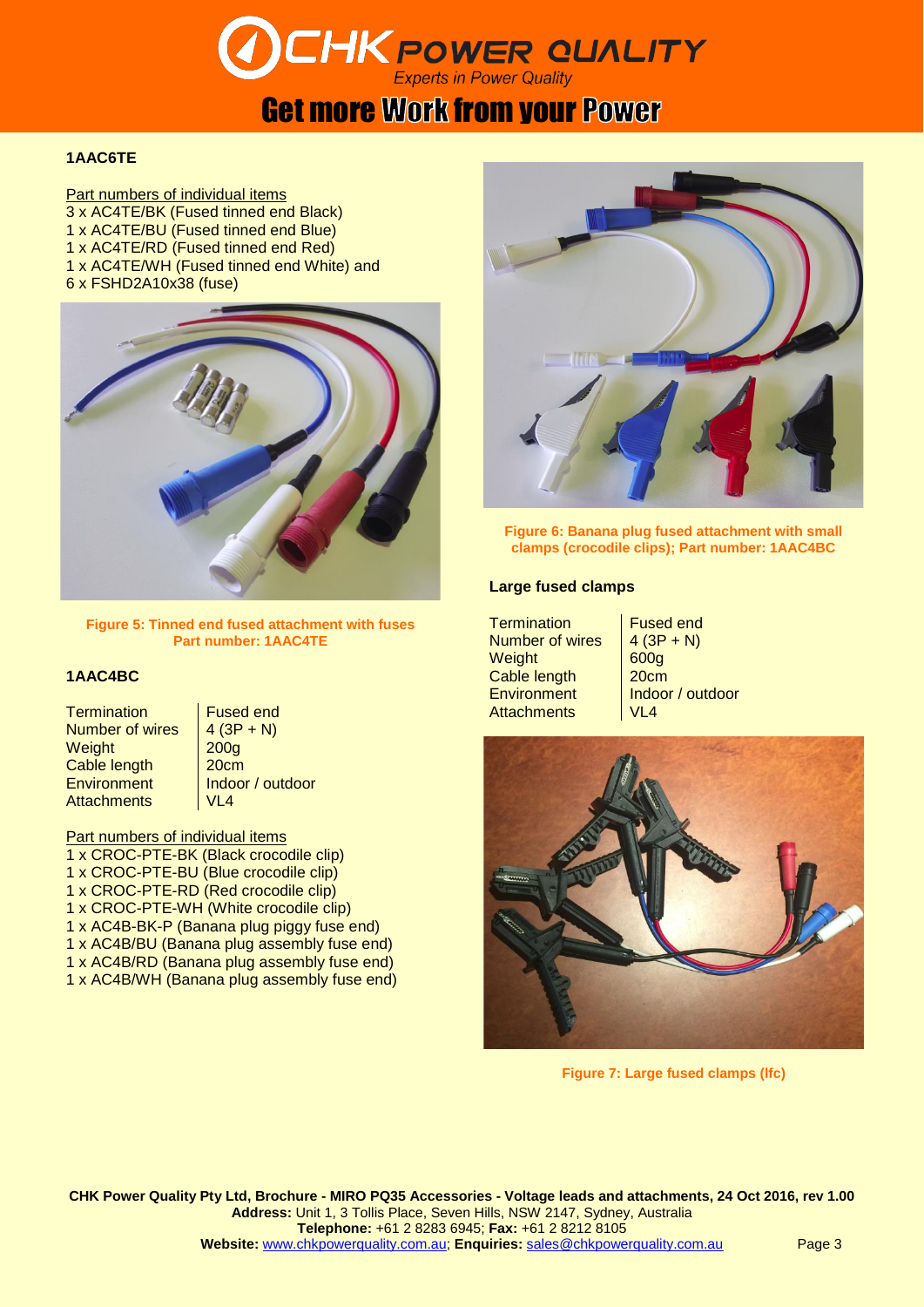### 1AAC6TE

Part numbers of individual items

3 x AC4TE/BK (Fused tinned end Black)
1 x AC4TE/BU (Fused tinned end Blue)
1 x AC4TE/RD (Fused tinned end Red)
1 x AC4TE/WH (Fused tinned end White) and
6 x FSHD2A10x38 (fuse)

**Figure 5: Tinned end fused attachment with fuses Part number: 1AAC4TE**

### 1AAC4BC

| | |
|---|---|
| Termination | Fused end |
| Number of wires | 4 (3P + N) |
| Weight | 200g |
| Cable length | 20cm |
| Environment | Indoor / outdoor |
| Attachments | VL4 |

Part numbers of individual items

1 x CROC-PTE-BK (Black crocodile clip)
1 x CROC-PTE-BU (Blue crocodile clip)
1 x CROC-PTE-RD (Red crocodile clip)
1 x CROC-PTE-WH (White crocodile clip)
1 x AC4B-BK-P (Banana plug piggy fuse end)
1 x AC4B/BU (Banana plug assembly fuse end)
1 x AC4B/RD (Banana plug assembly fuse end)
1 x AC4B/WH (Banana plug assembly fuse end)

**Figure 6: Banana plug fused attachment with small clamps (crocodile clips); Part number: 1AAC4BC**

### Large fused clamps

| | |
|---|---|
| Termination | Fused end |
| Number of wires | 4 (3P + N) |
| Weight | 600g |
| Cable length | 20cm |
| Environment | Indoor / outdoor |
| Attachments | VL4 |

**Figure 7: Large fused clamps (lfc)**

**CHK Power Quality Pty Ltd, Brochure - MIRO PQ35 Accessories - Voltage leads and attachments, 24 Oct 2016, rev 1.00**
**Address:** Unit 1, 3 Tollis Place, Seven Hills, NSW 2147, Sydney, Australia
**Telephone:** +61 2 8283 6945; **Fax:** +61 2 8212 8105
**Website:** www.chkpowerquality.com.au; **Enquiries:** sales@chkpowerquality.com.au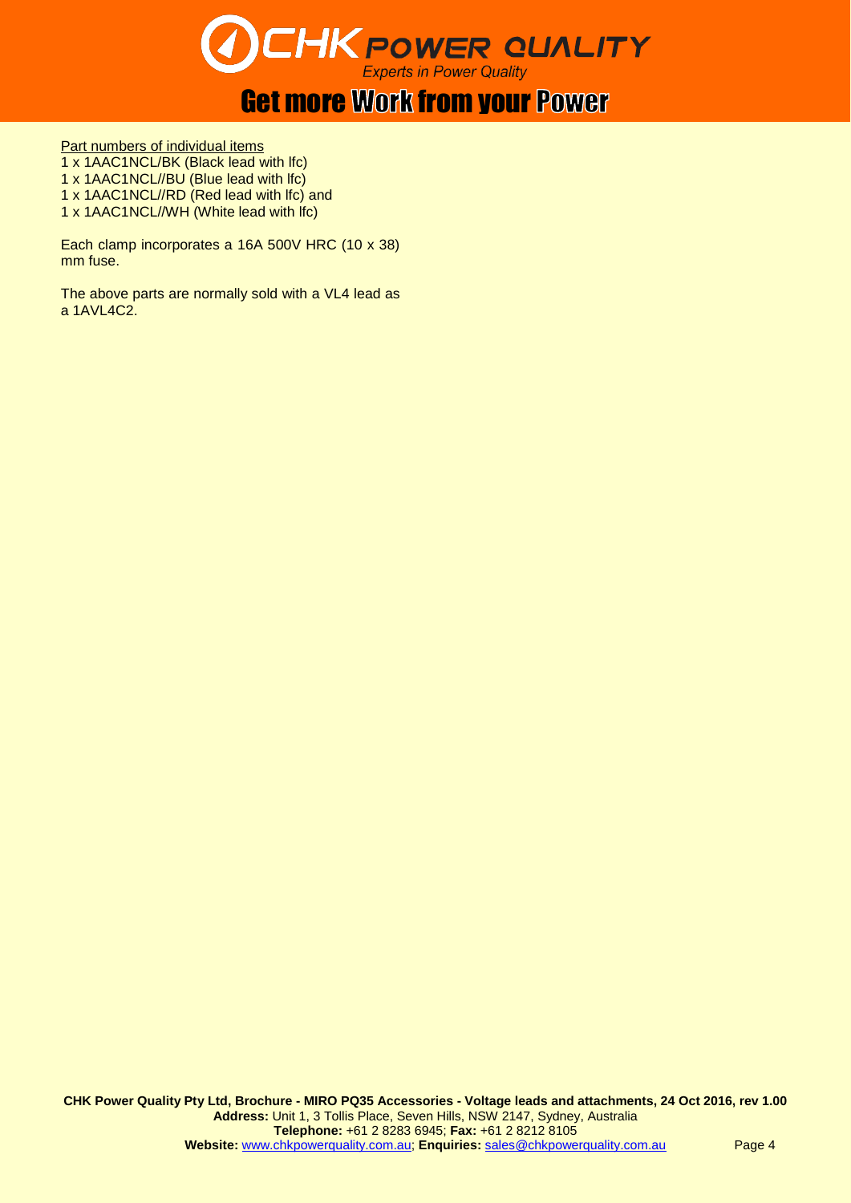Part numbers of individual items

1 x 1AAC1NCL/BK (Black lead with lfc)
1 x 1AAC1NCL//BU (Blue lead with lfc)
1 x 1AAC1NCL//RD (Red lead with lfc) and
1 x 1AAC1NCL//WH (White lead with lfc)

Each clamp incorporates a 16A 500V HRC (10 x 38) mm fuse.

The above parts are normally sold with a VL4 lead as a 1AVL4C2.